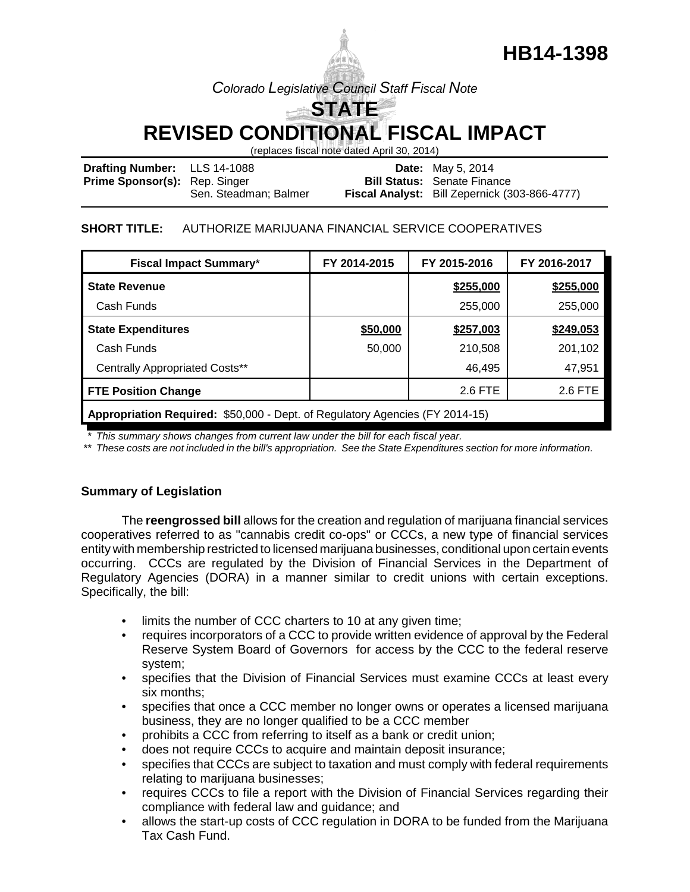# HB14-1398

*Colorado Legislative Council Staff Fiscal Note*

## STATE
## REVISED CONDITIONAL FISCAL IMPACT

(replaces fiscal note dated April 30, 2014)

**Drafting Number:** LLS 14-1088
**Prime Sponsor(s):** Rep. Singer
Sen. Steadman; Balmer

**Date:** May 5, 2014
**Bill Status:** Senate Finance
**Fiscal Analyst:** Bill Zepernick (303-866-4777)

**SHORT TITLE:** AUTHORIZE MARIJUANA FINANCIAL SERVICE COOPERATIVES

| Fiscal Impact Summary* | FY 2014-2015 | FY 2015-2016 | FY 2016-2017 |
|---|---|---|---|
| **State Revenue** | | **\$255,000** | **\$255,000** |
| Cash Funds | | 255,000 | 255,000 |
| **State Expenditures** | **\$50,000** | **\$257,003** | **\$249,053** |
| Cash Funds | 50,000 | 210,508 | 201,102 |
| Centrally Appropriated Costs** | | 46,495 | 47,951 |
| **FTE Position Change** | | 2.6 FTE | 2.6 FTE |
| **Appropriation Required:** \$50,000 - Dept. of Regulatory Agencies (FY 2014-15) | | | |

*\* This summary shows changes from current law under the bill for each fiscal year.*
*\*\* These costs are not included in the bill's appropriation. See the State Expenditures section for more information.*

### Summary of Legislation

The **reengrossed bill** allows for the creation and regulation of marijuana financial services cooperatives referred to as "cannabis credit co-ops" or CCCs, a new type of financial services entity with membership restricted to licensed marijuana businesses, conditional upon certain events occurring. CCCs are regulated by the Division of Financial Services in the Department of Regulatory Agencies (DORA) in a manner similar to credit unions with certain exceptions. Specifically, the bill:

- limits the number of CCC charters to 10 at any given time;
- requires incorporators of a CCC to provide written evidence of approval by the Federal Reserve System Board of Governors for access by the CCC to the federal reserve system;
- specifies that the Division of Financial Services must examine CCCs at least every six months;
- specifies that once a CCC member no longer owns or operates a licensed marijuana business, they are no longer qualified to be a CCC member
- prohibits a CCC from referring to itself as a bank or credit union;
- does not require CCCs to acquire and maintain deposit insurance;
- specifies that CCCs are subject to taxation and must comply with federal requirements relating to marijuana businesses;
- requires CCCs to file a report with the Division of Financial Services regarding their compliance with federal law and guidance; and
- allows the start-up costs of CCC regulation in DORA to be funded from the Marijuana Tax Cash Fund.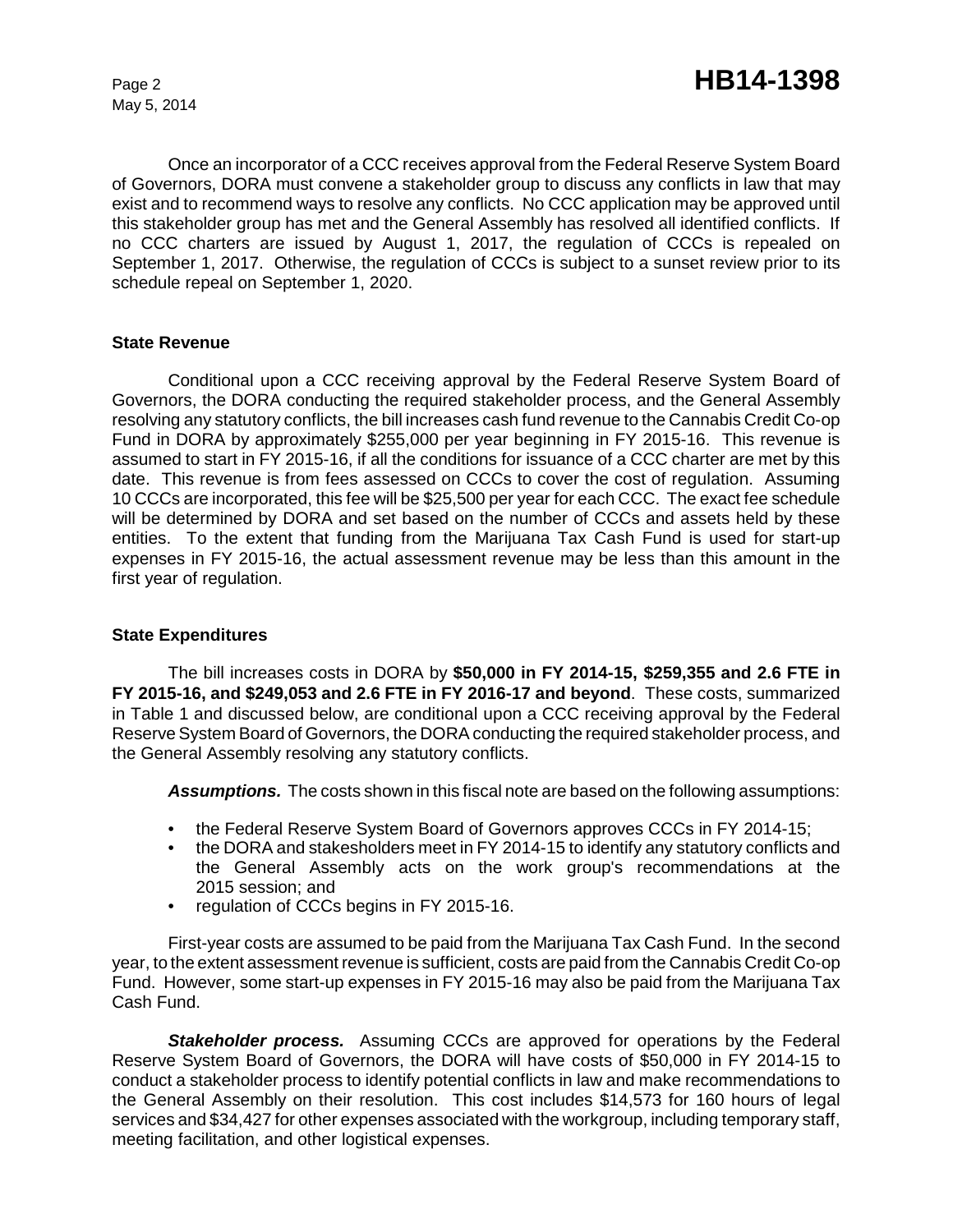Once an incorporator of a CCC receives approval from the Federal Reserve System Board of Governors, DORA must convene a stakeholder group to discuss any conflicts in law that may exist and to recommend ways to resolve any conflicts. No CCC application may be approved until this stakeholder group has met and the General Assembly has resolved all identified conflicts. If no CCC charters are issued by August 1, 2017, the regulation of CCCs is repealed on September 1, 2017. Otherwise, the regulation of CCCs is subject to a sunset review prior to its schedule repeal on September 1, 2020.

**State Revenue**

Conditional upon a CCC receiving approval by the Federal Reserve System Board of Governors, the DORA conducting the required stakeholder process, and the General Assembly resolving any statutory conflicts, the bill increases cash fund revenue to the Cannabis Credit Co-op Fund in DORA by approximately $255,000 per year beginning in FY 2015-16. This revenue is assumed to start in FY 2015-16, if all the conditions for issuance of a CCC charter are met by this date. This revenue is from fees assessed on CCCs to cover the cost of regulation. Assuming 10 CCCs are incorporated, this fee will be $25,500 per year for each CCC. The exact fee schedule will be determined by DORA and set based on the number of CCCs and assets held by these entities. To the extent that funding from the Marijuana Tax Cash Fund is used for start-up expenses in FY 2015-16, the actual assessment revenue may be less than this amount in the first year of regulation.

**State Expenditures**

The bill increases costs in DORA by **$50,000 in FY 2014-15, $259,355 and 2.6 FTE in FY 2015-16, and $249,053 and 2.6 FTE in FY 2016-17 and beyond**. These costs, summarized in Table 1 and discussed below, are conditional upon a CCC receiving approval by the Federal Reserve System Board of Governors, the DORA conducting the required stakeholder process, and the General Assembly resolving any statutory conflicts.

***Assumptions.*** The costs shown in this fiscal note are based on the following assumptions:

- the Federal Reserve System Board of Governors approves CCCs in FY 2014-15;
- the DORA and staksholders meet in FY 2014-15 to identify any statutory conflicts and the General Assembly acts on the work group's recommendations at the 2015 session; and
- regulation of CCCs begins in FY 2015-16.

First-year costs are assumed to be paid from the Marijuana Tax Cash Fund. In the second year, to the extent assessment revenue is sufficient, costs are paid from the Cannabis Credit Co-op Fund. However, some start-up expenses in FY 2015-16 may also be paid from the Marijuana Tax Cash Fund.

***Stakeholder process.*** Assuming CCCs are approved for operations by the Federal Reserve System Board of Governors, the DORA will have costs of $50,000 in FY 2014-15 to conduct a stakeholder process to identify potential conflicts in law and make recommendations to the General Assembly on their resolution. This cost includes $14,573 for 160 hours of legal services and $34,427 for other expenses associated with the workgroup, including temporary staff, meeting facilitation, and other logistical expenses.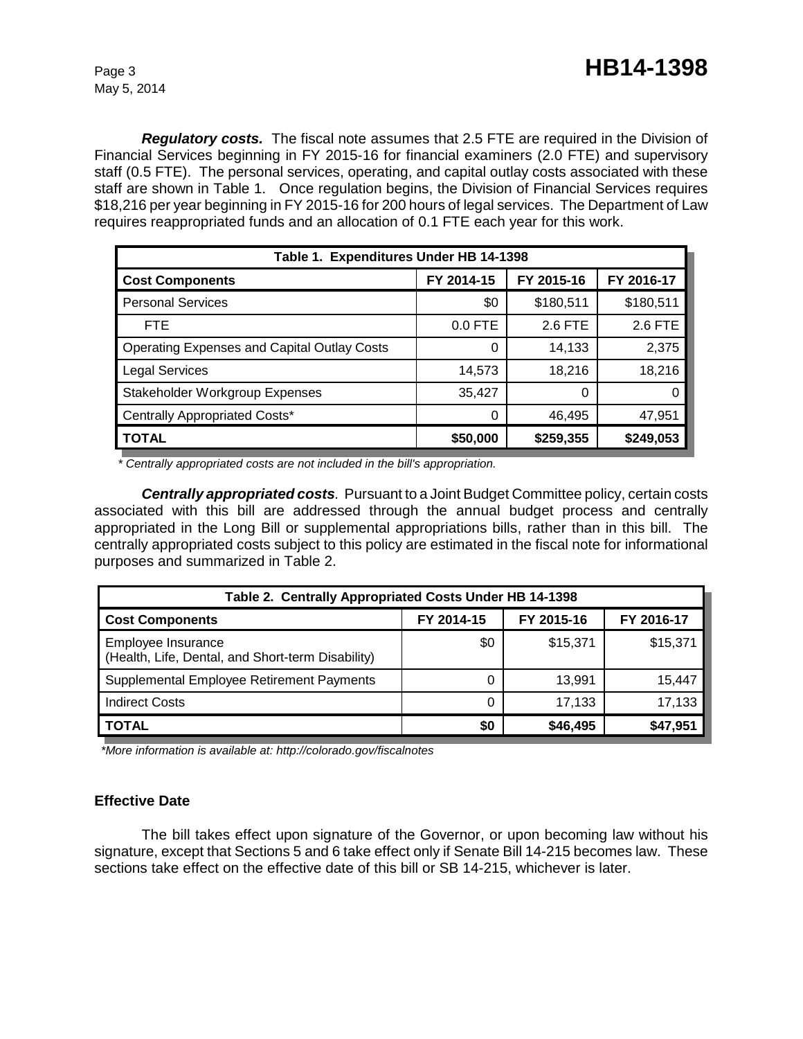***Regulatory costs.*** The fiscal note assumes that 2.5 FTE are required in the Division of Financial Services beginning in FY 2015-16 for financial examiners (2.0 FTE) and supervisory staff (0.5 FTE). The personal services, operating, and capital outlay costs associated with these staff are shown in Table 1. Once regulation begins, the Division of Financial Services requires $18,216 per year beginning in FY 2015-16 for 200 hours of legal services. The Department of Law requires reappropriated funds and an allocation of 0.1 FTE each year for this work.

| Table 1. Expenditures Under HB 14-1398 | | | |
|---|---|---|---|
| **Cost Components** | **FY 2014-15** | **FY 2015-16** | **FY 2016-17** |
| Personal Services | $0 | $180,511 | $180,511 |
| FTE | 0.0 FTE | 2.6 FTE | 2.6 FTE |
| Operating Expenses and Capital Outlay Costs | 0 | 14,133 | 2,375 |
| Legal Services | 14,573 | 18,216 | 18,216 |
| Stakeholder Workgroup Expenses | 35,427 | 0 | 0 |
| Centrally Appropriated Costs* | 0 | 46,495 | 47,951 |
| **TOTAL** | **$50,000** | **$259,355** | **$249,053** |

*\* Centrally appropriated costs are not included in the bill's appropriation.*

***Centrally appropriated costs**.* Pursuant to a Joint Budget Committee policy, certain costs associated with this bill are addressed through the annual budget process and centrally appropriated in the Long Bill or supplemental appropriations bills, rather than in this bill. The centrally appropriated costs subject to this policy are estimated in the fiscal note for informational purposes and summarized in Table 2.

| Table 2. Centrally Appropriated Costs Under HB 14-1398 | | | |
|---|---|---|---|
| **Cost Components** | **FY 2014-15** | **FY 2015-16** | **FY 2016-17** |
| Employee Insurance (Health, Life, Dental, and Short-term Disability) | $0 | $15,371 | $15,371 |
| Supplemental Employee Retirement Payments | 0 | 13,991 | 15,447 |
| Indirect Costs | 0 | 17,133 | 17,133 |
| **TOTAL** | **$0** | **$46,495** | **$47,951** |

*\*More information is available at: http://colorado.gov/fiscalnotes*

### Effective Date

The bill takes effect upon signature of the Governor, or upon becoming law without his signature, except that Sections 5 and 6 take effect only if Senate Bill 14-215 becomes law. These sections take effect on the effective date of this bill or SB 14-215, whichever is later.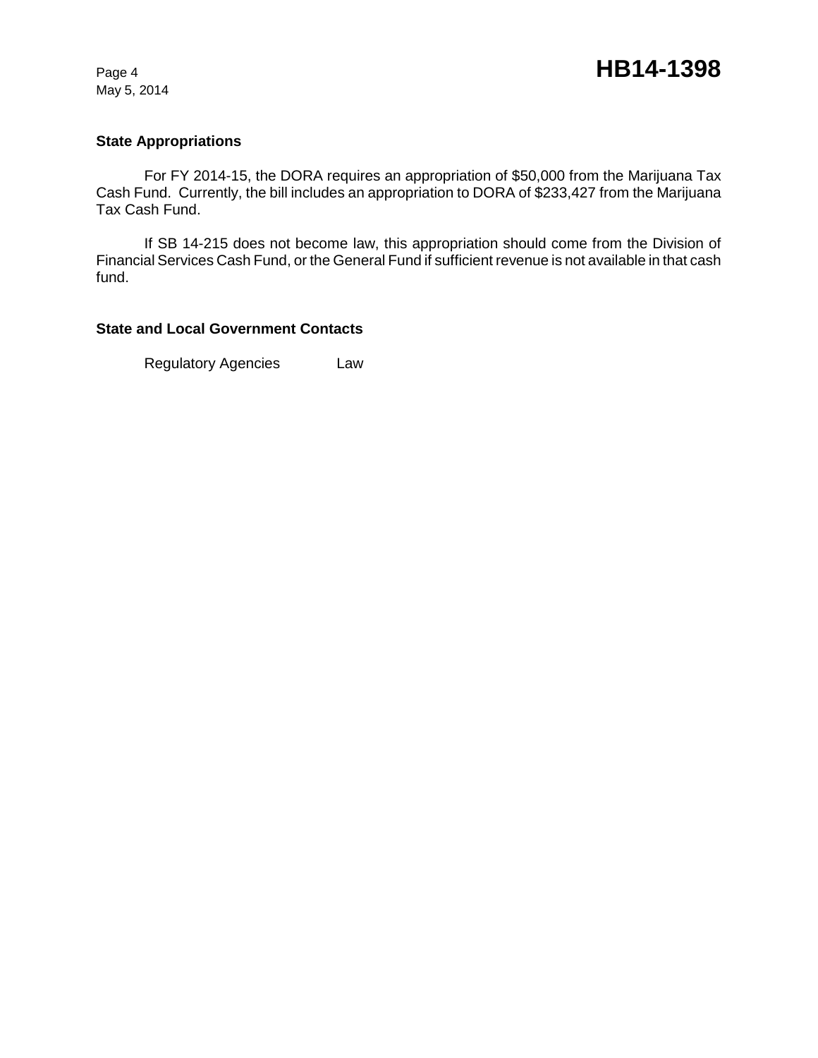**State Appropriations**

For FY 2014-15, the DORA requires an appropriation of $50,000 from the Marijuana Tax Cash Fund. Currently, the bill includes an appropriation to DORA of $233,427 from the Marijuana Tax Cash Fund.

If SB 14-215 does not become law, this appropriation should come from the Division of Financial Services Cash Fund, or the General Fund if sufficient revenue is not available in that cash fund.

**State and Local Government Contacts**

Regulatory Agencies    Law